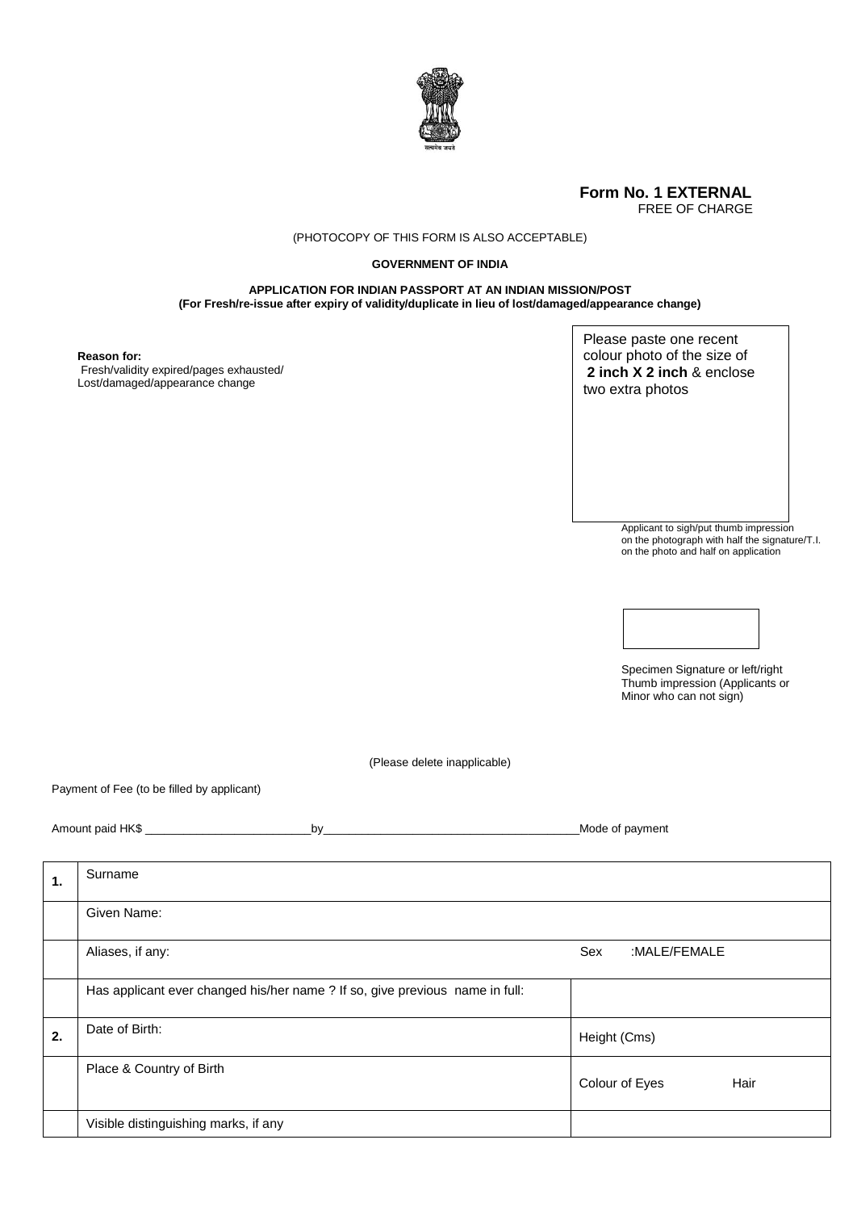सत्यमेव जयते

**Form No. 1 EXTERNAL**
FREE OF CHARGE

(PHOTOCOPY OF THIS FORM IS ALSO ACCEPTABLE)

**GOVERNMENT OF INDIA**

**APPLICATION FOR INDIAN PASSPORT AT AN INDIAN MISSION/POST**
**(For Fresh/re-issue after expiry of validity/duplicate in lieu of lost/damaged/appearance change)**

**Reason for:**
Fresh/validity expired/pages exhausted/
Lost/damaged/appearance change

Please paste one recent colour photo of the size of **2 inch X 2 inch** & enclose two extra photos

Applicant to sigh/put thumb impression on the photograph with half the signature/T.I. on the photo and half on application

Specimen Signature or left/right Thumb impression (Applicants or Minor who can not sign)

(Please delete inapplicable)

Payment of Fee (to be filled by applicant)

Amount paid HK$ _________________________by_______________________________________Mode of payment

| | | |
|---|---|---|
| **1.** | Surname | |
| | Given Name: | |
| | Aliases, if any: | Sex :MALE/FEMALE |
| | Has applicant ever changed his/her name ? If so, give previous name in full: | |
| **2.** | Date of Birth: | Height (Cms) |
| | Place & Country of Birth | Colour of Eyes Hair |
| | Visible distinguishing marks, if any | |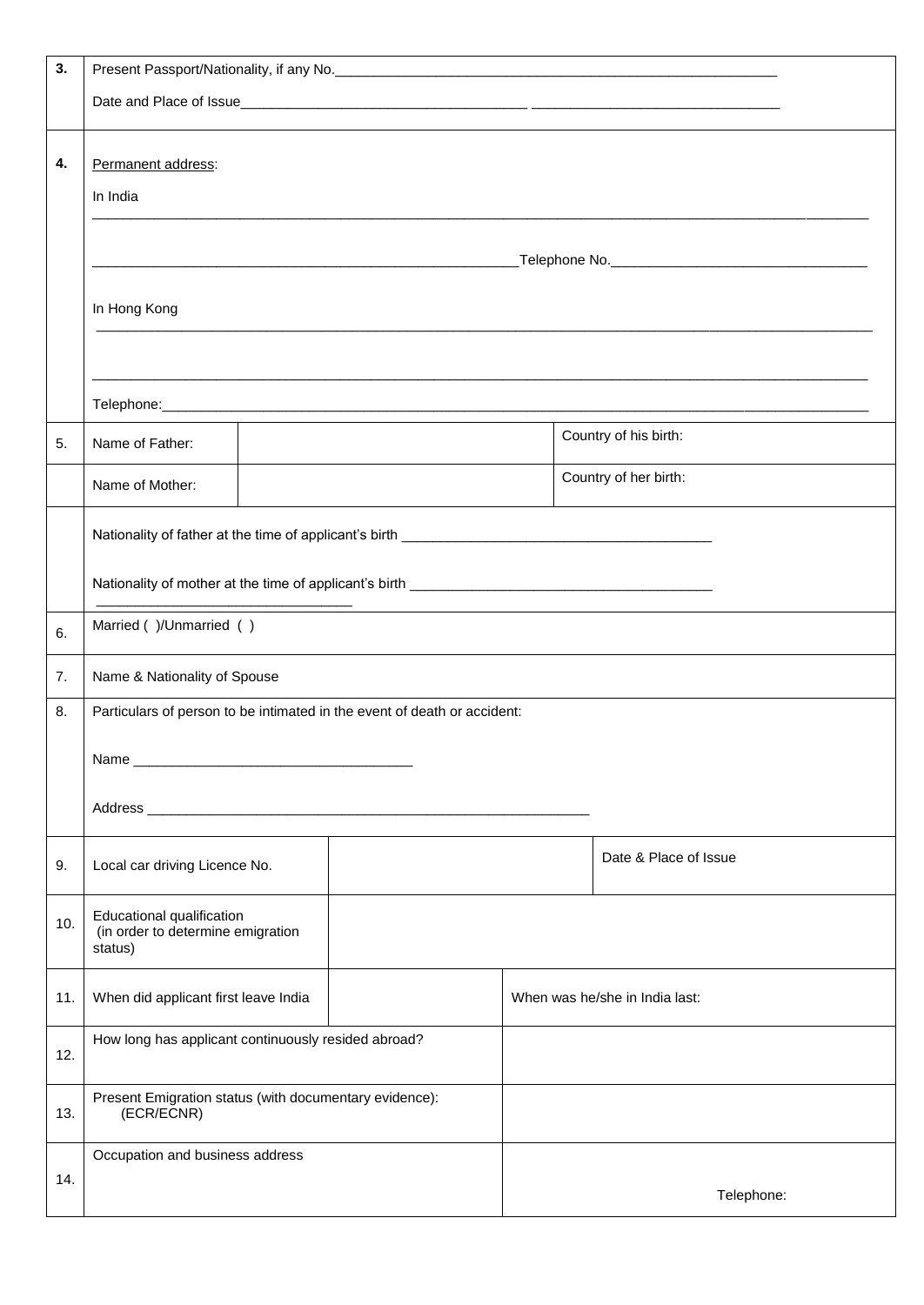| | | | | |
|---|---|---|---|---|
| **3.** | Present Passport/Nationality, if any No.____________________________________________________________<br><br>Date and Place of Issue_____________________________________ _______________________________ | | | |
| **4.** | Permanent address:<br><br>In India<br>______________________________________________________________________________________________<br><br>_______________________________________________________Telephone No._________________________________<br><br>In Hong Kong<br>______________________________________________________________________________________________<br><br>______________________________________________________________________________________________<br><br>Telephone:______________________________________________________________________________________ | | | |
| 5. | Name of Father: | | Country of his birth: | |
| | Name of Mother: | | Country of her birth: | |
| | Nationality of father at the time of applicant's birth ________________________________________<br><br>Nationality of mother at the time of applicant's birth _______________________________________<br>_________________________________ | | | |
| 6. | Married ( )/Unmarried ( ) | | | |
| 7. | Name & Nationality of Spouse | | | |
| 8. | Particulars of person to be intimated in the event of death or accident:<br><br>Name ___________________________________<br><br>Address __________________________________________________________ | | | |
| 9. | Local car driving Licence No. | | Date & Place of Issue | |
| 10. | Educational qualification (in order to determine emigration status) | | | |
| 11. | When did applicant first leave India | | When was he/she in India last: | |
| 12. | How long has applicant continuously resided abroad? | | | |
| 13. | Present Emigration status (with documentary evidence): (ECR/ECNR) | | | |
| 14. | Occupation and business address | | Telephone: | |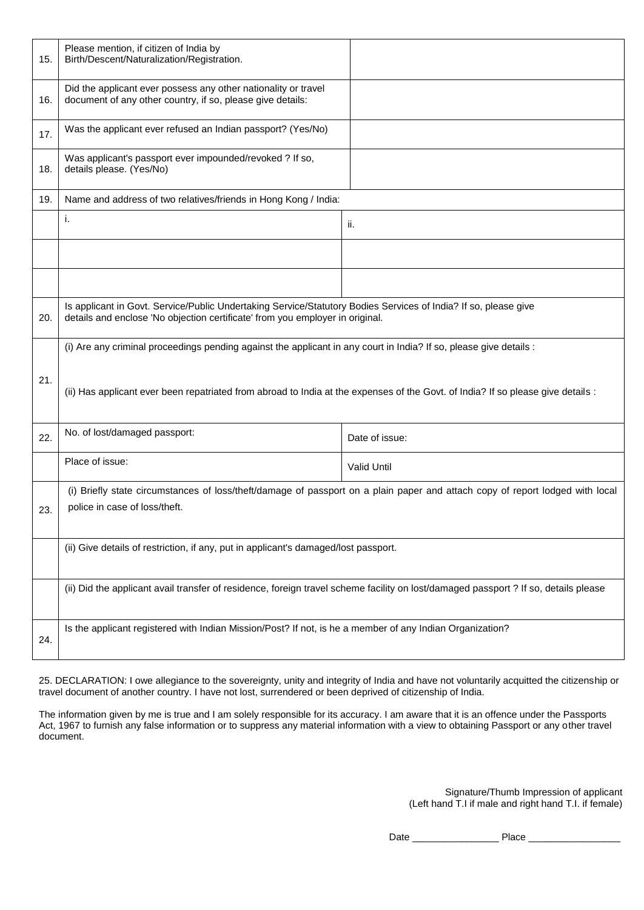| | | |
|---|---|---|
| 15. | Please mention, if citizen of India by Birth/Descent/Naturalization/Registration. | |
| 16. | Did the applicant ever possess any other nationality or travel document of any other country, if so, please give details: | |
| 17. | Was the applicant ever refused an Indian passport? (Yes/No) | |
| 18. | Was applicant's passport ever impounded/revoked ? If so, details please. (Yes/No) | |
| 19. | Name and address of two relatives/friends in Hong Kong / India: | |
| | i. | ii. |
| | | |
| | | |
| 20. | Is applicant in Govt. Service/Public Undertaking Service/Statutory Bodies Services of India? If so, please give details and enclose 'No objection certificate' from you employer in original. | |
| 21. | (i) Are any criminal proceedings pending against the applicant in any court in India? If so, please give details :<br><br>(ii) Has applicant ever been repatriated from abroad to India at the expenses of the Govt. of India? If so please give details : | |
| 22. | No. of lost/damaged passport: | Date of issue: |
| | Place of issue: | Valid Until |
| 23. | (i) Briefly state circumstances of loss/theft/damage of passport on a plain paper and attach copy of report lodged with local police in case of loss/theft. | |
| | (ii) Give details of restriction, if any, put in applicant's damaged/lost passport. | |
| | (ii) Did the applicant avail transfer of residence, foreign travel scheme facility on lost/damaged passport ? If so, details please | |
| 24. | Is the applicant registered with Indian Mission/Post? If not, is he a member of any Indian Organization? | |

25. DECLARATION: I owe allegiance to the sovereignty, unity and integrity of India and have not voluntarily acquitted the citizenship or travel document of another country. I have not lost, surrendered or been deprived of citizenship of India.

The information given by me is true and I am solely responsible for its accuracy. I am aware that it is an offence under the Passports Act, 1967 to furnish any false information or to suppress any material information with a view to obtaining Passport or any other travel document.

Signature/Thumb Impression of applicant
(Left hand T.I if male and right hand T.I. if female)

Date ________________ Place _________________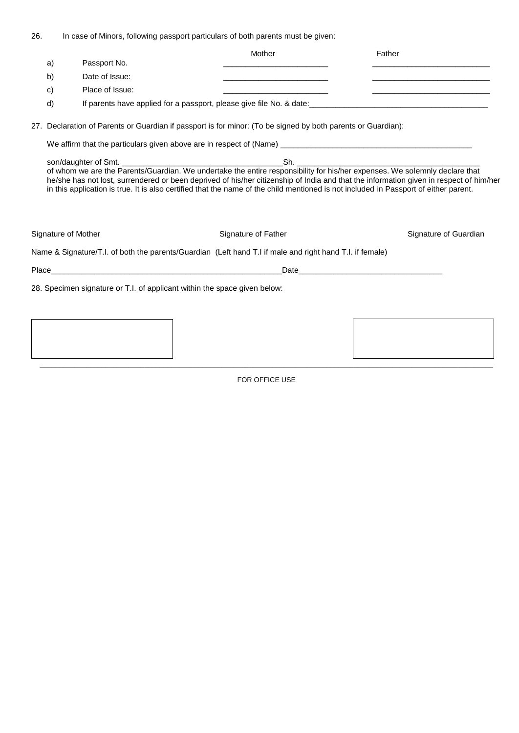26. In case of Minors, following passport particulars of both parents must be given:

| | | Mother | Father |
|---|---|---|---|
| a) | Passport No. | ________________________ | ___________________________ |
| b) | Date of Issue: | ________________________ | ___________________________ |
| c) | Place of Issue: | ________________________ | ___________________________ |

d) If parents have applied for a passport, please give file No. & date:_________________________________________

27. Declaration of Parents or Guardian if passport is for minor: (To be signed by both parents or Guardian):

We affirm that the particulars given above are in respect of (Name) ____________________________________________

son/daughter of Smt. _____________________________________Sh. __________________________________________
of whom we are the Parents/Guardian. We undertake the entire responsibility for his/her expenses. We solemnly declare that he/she has not lost, surrendered or been deprived of his/her citizenship of India and that the information given in respect of him/her in this application is true. It is also certified that the name of the child mentioned is not included in Passport of either parent.

Signature of Mother | Signature of Father | Signature of Guardian

Name & Signature/T.I. of both the parents/Guardian (Left hand T.I if male and right hand T.I. if female)

Place______________________________________________________Date_________________________________

28. Specimen signature or T.I. of applicant within the space given below:

FOR OFFICE USE